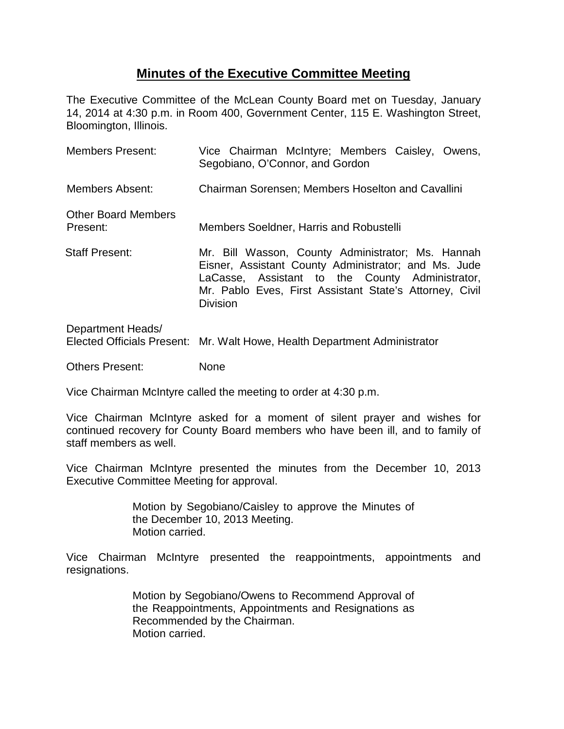# **Minutes of the Executive Committee Meeting**

The Executive Committee of the McLean County Board met on Tuesday, January 14, 2014 at 4:30 p.m. in Room 400, Government Center, 115 E. Washington Street, Bloomington, Illinois.

| | |
|---|---|
| Members Present: | Vice Chairman McIntyre; Members Caisley, Owens, Segobiano, O'Connor, and Gordon |
| Members Absent: | Chairman Sorensen; Members Hoselton and Cavallini |
| Other Board Members Present: | Members Soeldner, Harris and Robustelli |
| Staff Present: | Mr. Bill Wasson, County Administrator; Ms. Hannah Eisner, Assistant County Administrator; and Ms. Jude LaCasse, Assistant to the County Administrator, Mr. Pablo Eves, First Assistant State's Attorney, Civil Division |
| Department Heads/ Elected Officials Present: | Mr. Walt Howe, Health Department Administrator |
| Others Present: | None |

Vice Chairman McIntyre called the meeting to order at 4:30 p.m.

Vice Chairman McIntyre asked for a moment of silent prayer and wishes for continued recovery for County Board members who have been ill, and to family of staff members as well.

Vice Chairman McIntyre presented the minutes from the December 10, 2013 Executive Committee Meeting for approval.

> Motion by Segobiano/Caisley to approve the Minutes of the December 10, 2013 Meeting.
> Motion carried.

Vice Chairman McIntyre presented the reappointments, appointments and resignations.

> Motion by Segobiano/Owens to Recommend Approval of the Reappointments, Appointments and Resignations as Recommended by the Chairman.
> Motion carried.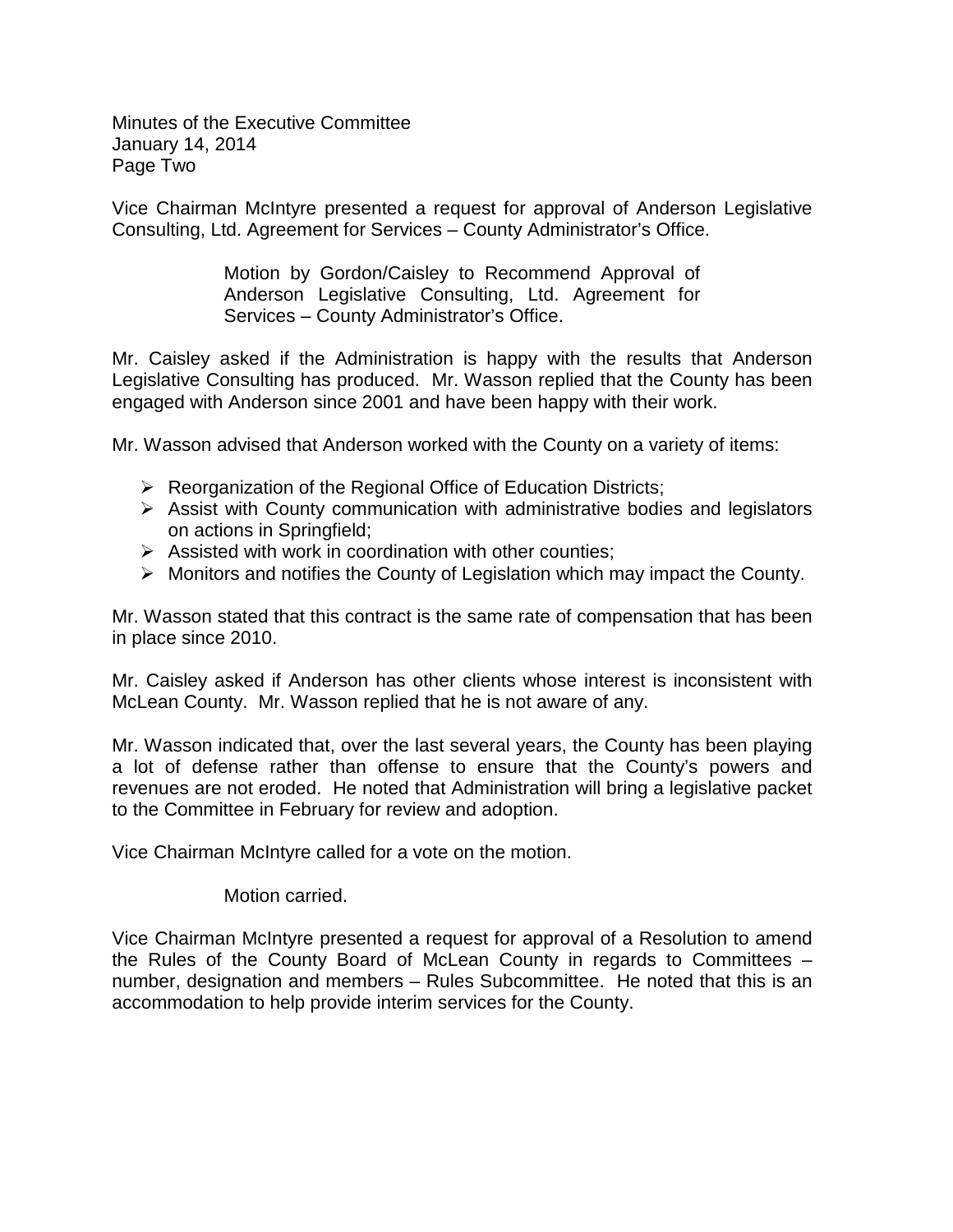Vice Chairman McIntyre presented a request for approval of Anderson Legislative Consulting, Ltd. Agreement for Services – County Administrator's Office.

> Motion by Gordon/Caisley to Recommend Approval of Anderson Legislative Consulting, Ltd. Agreement for Services – County Administrator's Office.

Mr. Caisley asked if the Administration is happy with the results that Anderson Legislative Consulting has produced. Mr. Wasson replied that the County has been engaged with Anderson since 2001 and have been happy with their work.

Mr. Wasson advised that Anderson worked with the County on a variety of items:

- Reorganization of the Regional Office of Education Districts;
- Assist with County communication with administrative bodies and legislators on actions in Springfield;
- Assisted with work in coordination with other counties;
- Monitors and notifies the County of Legislation which may impact the County.

Mr. Wasson stated that this contract is the same rate of compensation that has been in place since 2010.

Mr. Caisley asked if Anderson has other clients whose interest is inconsistent with McLean County. Mr. Wasson replied that he is not aware of any.

Mr. Wasson indicated that, over the last several years, the County has been playing a lot of defense rather than offense to ensure that the County's powers and revenues are not eroded. He noted that Administration will bring a legislative packet to the Committee in February for review and adoption.

Vice Chairman McIntyre called for a vote on the motion.

> Motion carried.

Vice Chairman McIntyre presented a request for approval of a Resolution to amend the Rules of the County Board of McLean County in regards to Committees – number, designation and members – Rules Subcommittee. He noted that this is an accommodation to help provide interim services for the County.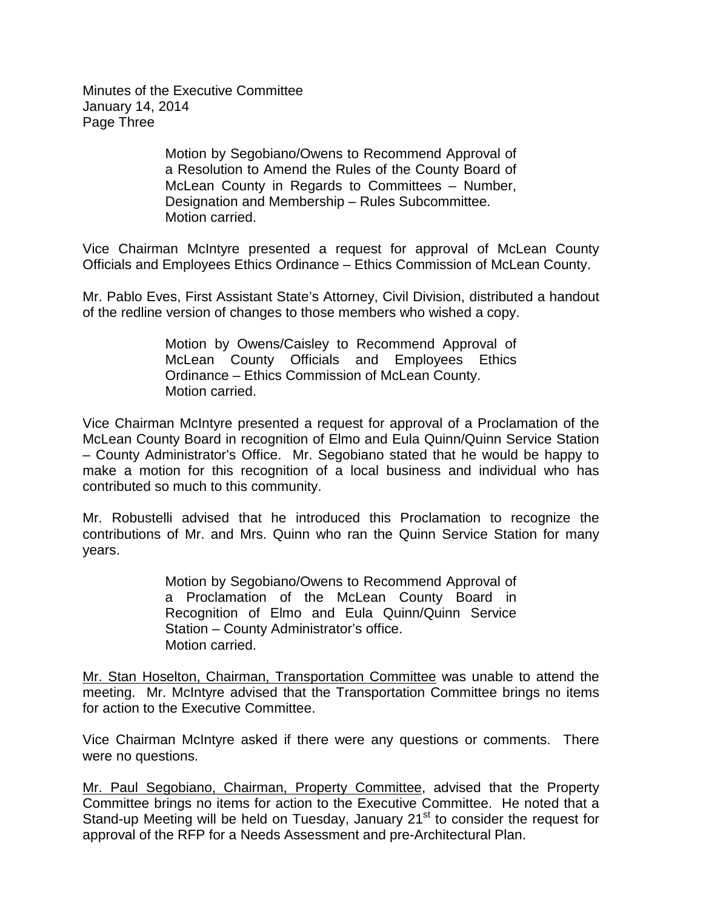> Motion by Segobiano/Owens to Recommend Approval of a Resolution to Amend the Rules of the County Board of McLean County in Regards to Committees – Number, Designation and Membership – Rules Subcommittee.
> Motion carried.

Vice Chairman McIntyre presented a request for approval of McLean County Officials and Employees Ethics Ordinance – Ethics Commission of McLean County.

Mr. Pablo Eves, First Assistant State's Attorney, Civil Division, distributed a handout of the redline version of changes to those members who wished a copy.

> Motion by Owens/Caisley to Recommend Approval of McLean County Officials and Employees Ethics Ordinance – Ethics Commission of McLean County.
> Motion carried.

Vice Chairman McIntyre presented a request for approval of a Proclamation of the McLean County Board in recognition of Elmo and Eula Quinn/Quinn Service Station – County Administrator's Office. Mr. Segobiano stated that he would be happy to make a motion for this recognition of a local business and individual who has contributed so much to this community.

Mr. Robustelli advised that he introduced this Proclamation to recognize the contributions of Mr. and Mrs. Quinn who ran the Quinn Service Station for many years.

> Motion by Segobiano/Owens to Recommend Approval of a Proclamation of the McLean County Board in Recognition of Elmo and Eula Quinn/Quinn Service Station – County Administrator's office.
> Motion carried.

<u>Mr. Stan Hoselton, Chairman, Transportation Committee</u> was unable to attend the meeting. Mr. McIntyre advised that the Transportation Committee brings no items for action to the Executive Committee.

Vice Chairman McIntyre asked if there were any questions or comments. There were no questions.

<u>Mr. Paul Segobiano, Chairman, Property Committee</u>, advised that the Property Committee brings no items for action to the Executive Committee. He noted that a Stand-up Meeting will be held on Tuesday, January 21st to consider the request for approval of the RFP for a Needs Assessment and pre-Architectural Plan.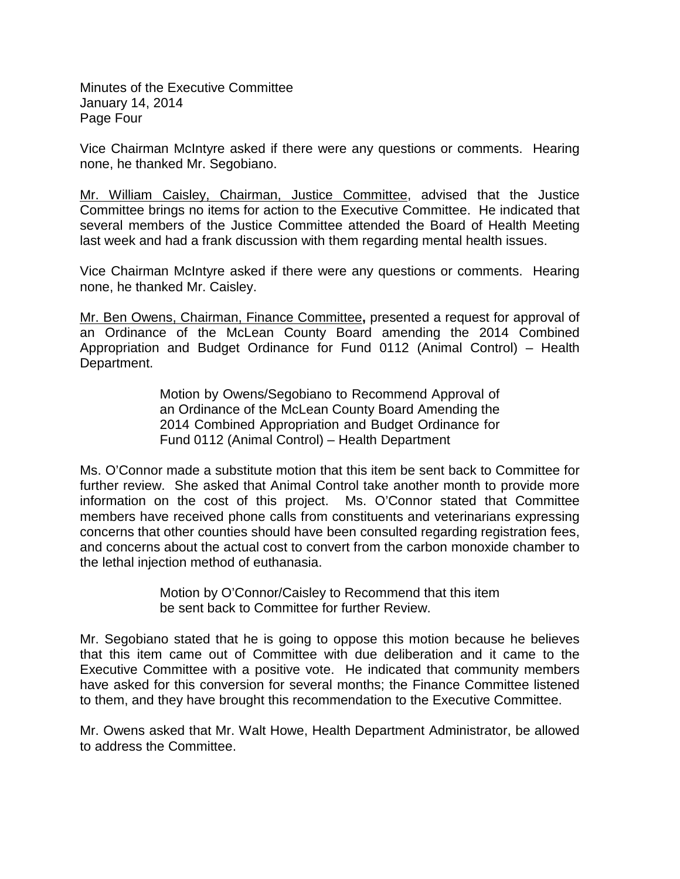Vice Chairman McIntyre asked if there were any questions or comments. Hearing none, he thanked Mr. Segobiano.

Mr. William Caisley, Chairman, Justice Committee, advised that the Justice Committee brings no items for action to the Executive Committee. He indicated that several members of the Justice Committee attended the Board of Health Meeting last week and had a frank discussion with them regarding mental health issues.

Vice Chairman McIntyre asked if there were any questions or comments. Hearing none, he thanked Mr. Caisley.

Mr. Ben Owens, Chairman, Finance Committee**,** presented a request for approval of an Ordinance of the McLean County Board amending the 2014 Combined Appropriation and Budget Ordinance for Fund 0112 (Animal Control) – Health Department.

> Motion by Owens/Segobiano to Recommend Approval of an Ordinance of the McLean County Board Amending the 2014 Combined Appropriation and Budget Ordinance for Fund 0112 (Animal Control) – Health Department

Ms. O'Connor made a substitute motion that this item be sent back to Committee for further review. She asked that Animal Control take another month to provide more information on the cost of this project. Ms. O'Connor stated that Committee members have received phone calls from constituents and veterinarians expressing concerns that other counties should have been consulted regarding registration fees, and concerns about the actual cost to convert from the carbon monoxide chamber to the lethal injection method of euthanasia.

> Motion by O'Connor/Caisley to Recommend that this item be sent back to Committee for further Review.

Mr. Segobiano stated that he is going to oppose this motion because he believes that this item came out of Committee with due deliberation and it came to the Executive Committee with a positive vote. He indicated that community members have asked for this conversion for several months; the Finance Committee listened to them, and they have brought this recommendation to the Executive Committee.

Mr. Owens asked that Mr. Walt Howe, Health Department Administrator, be allowed to address the Committee.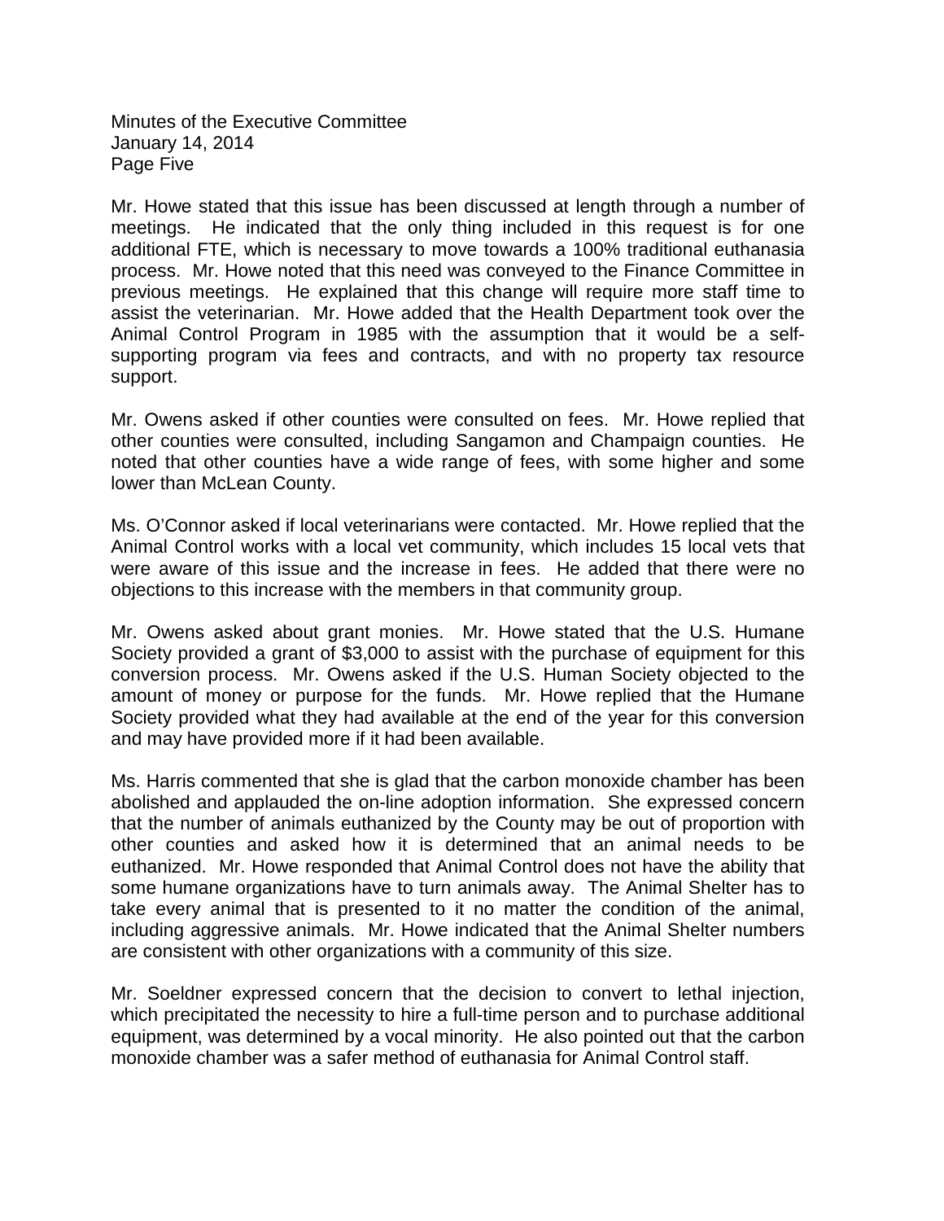Mr. Howe stated that this issue has been discussed at length through a number of meetings. He indicated that the only thing included in this request is for one additional FTE, which is necessary to move towards a 100% traditional euthanasia process. Mr. Howe noted that this need was conveyed to the Finance Committee in previous meetings. He explained that this change will require more staff time to assist the veterinarian. Mr. Howe added that the Health Department took over the Animal Control Program in 1985 with the assumption that it would be a self-supporting program via fees and contracts, and with no property tax resource support.

Mr. Owens asked if other counties were consulted on fees. Mr. Howe replied that other counties were consulted, including Sangamon and Champaign counties. He noted that other counties have a wide range of fees, with some higher and some lower than McLean County.

Ms. O'Connor asked if local veterinarians were contacted. Mr. Howe replied that the Animal Control works with a local vet community, which includes 15 local vets that were aware of this issue and the increase in fees. He added that there were no objections to this increase with the members in that community group.

Mr. Owens asked about grant monies. Mr. Howe stated that the U.S. Humane Society provided a grant of $3,000 to assist with the purchase of equipment for this conversion process. Mr. Owens asked if the U.S. Human Society objected to the amount of money or purpose for the funds. Mr. Howe replied that the Humane Society provided what they had available at the end of the year for this conversion and may have provided more if it had been available.

Ms. Harris commented that she is glad that the carbon monoxide chamber has been abolished and applauded the on-line adoption information. She expressed concern that the number of animals euthanized by the County may be out of proportion with other counties and asked how it is determined that an animal needs to be euthanized. Mr. Howe responded that Animal Control does not have the ability that some humane organizations have to turn animals away. The Animal Shelter has to take every animal that is presented to it no matter the condition of the animal, including aggressive animals. Mr. Howe indicated that the Animal Shelter numbers are consistent with other organizations with a community of this size.

Mr. Soeldner expressed concern that the decision to convert to lethal injection, which precipitated the necessity to hire a full-time person and to purchase additional equipment, was determined by a vocal minority. He also pointed out that the carbon monoxide chamber was a safer method of euthanasia for Animal Control staff.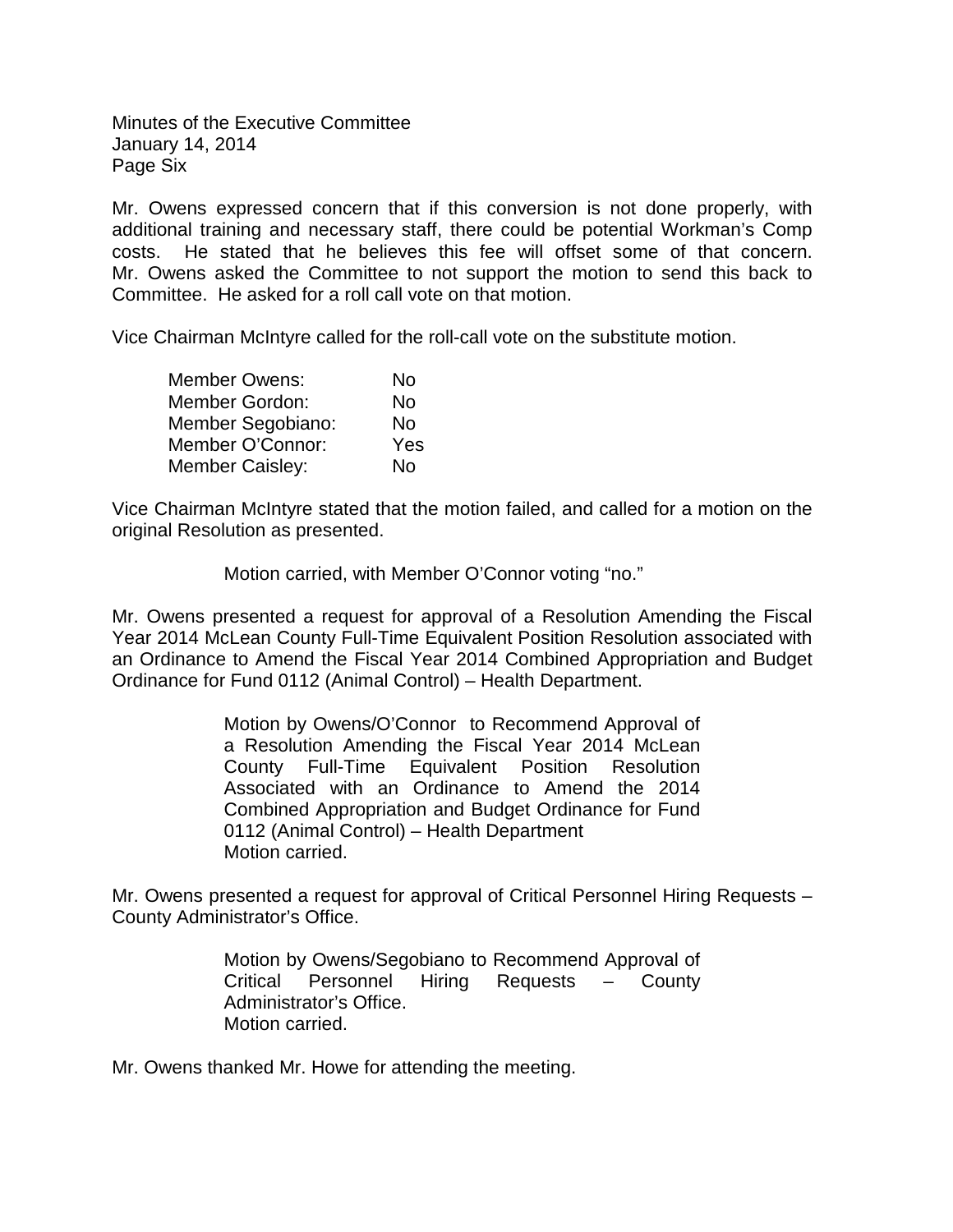Mr. Owens expressed concern that if this conversion is not done properly, with additional training and necessary staff, there could be potential Workman's Comp costs. He stated that he believes this fee will offset some of that concern. Mr. Owens asked the Committee to not support the motion to send this back to Committee. He asked for a roll call vote on that motion.

Vice Chairman McIntyre called for the roll-call vote on the substitute motion.

| | |
|---|---|
| Member Owens: | No |
| Member Gordon: | No |
| Member Segobiano: | No |
| Member O'Connor: | Yes |
| Member Caisley: | No |

Vice Chairman McIntyre stated that the motion failed, and called for a motion on the original Resolution as presented.

> Motion carried, with Member O'Connor voting "no."

Mr. Owens presented a request for approval of a Resolution Amending the Fiscal Year 2014 McLean County Full-Time Equivalent Position Resolution associated with an Ordinance to Amend the Fiscal Year 2014 Combined Appropriation and Budget Ordinance for Fund 0112 (Animal Control) – Health Department.

> Motion by Owens/O'Connor to Recommend Approval of a Resolution Amending the Fiscal Year 2014 McLean County Full-Time Equivalent Position Resolution Associated with an Ordinance to Amend the 2014 Combined Appropriation and Budget Ordinance for Fund 0112 (Animal Control) – Health Department
> Motion carried.

Mr. Owens presented a request for approval of Critical Personnel Hiring Requests – County Administrator's Office.

> Motion by Owens/Segobiano to Recommend Approval of Critical Personnel Hiring Requests – County Administrator's Office.
> Motion carried.

Mr. Owens thanked Mr. Howe for attending the meeting.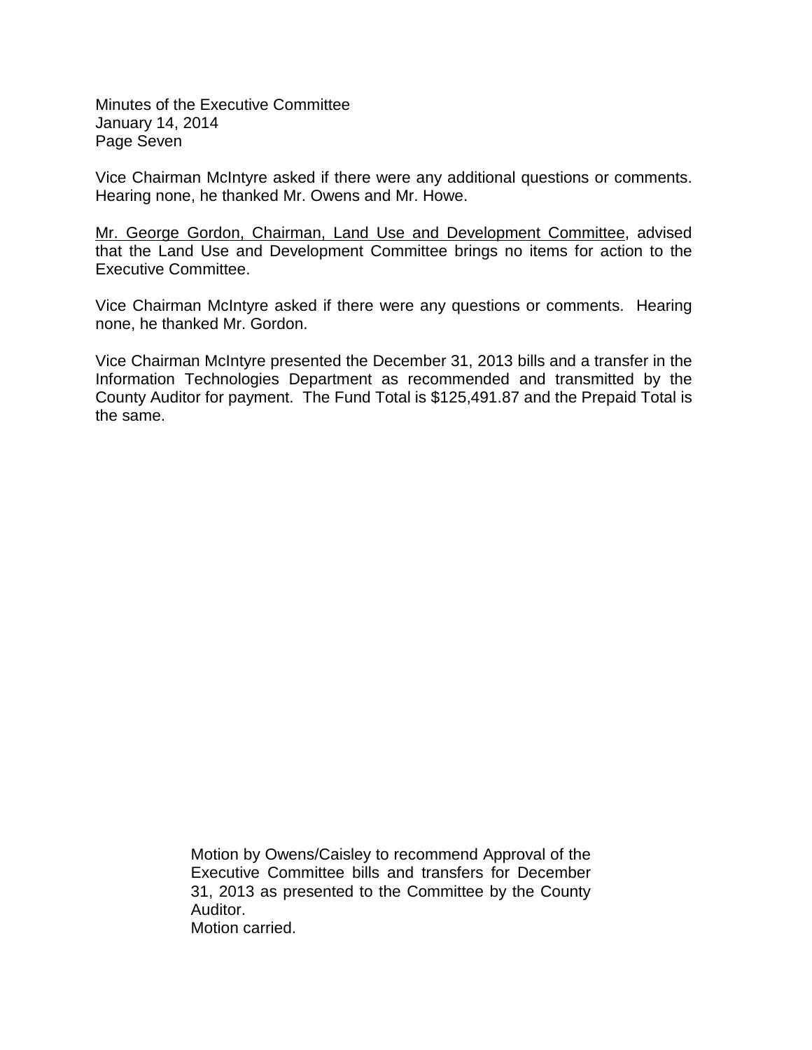Minutes of the Executive Committee
January 14, 2014
Page Seven

Vice Chairman McIntyre asked if there were any additional questions or comments. Hearing none, he thanked Mr. Owens and Mr. Howe.

<u>Mr. George Gordon, Chairman, Land Use and Development Committee</u>, advised that the Land Use and Development Committee brings no items for action to the Executive Committee.

Vice Chairman McIntyre asked if there were any questions or comments. Hearing none, he thanked Mr. Gordon.

Vice Chairman McIntyre presented the December 31, 2013 bills and a transfer in the Information Technologies Department as recommended and transmitted by the County Auditor for payment. The Fund Total is $125,491.87 and the Prepaid Total is the same.

> Motion by Owens/Caisley to recommend Approval of the Executive Committee bills and transfers for December 31, 2013 as presented to the Committee by the County Auditor.
> Motion carried.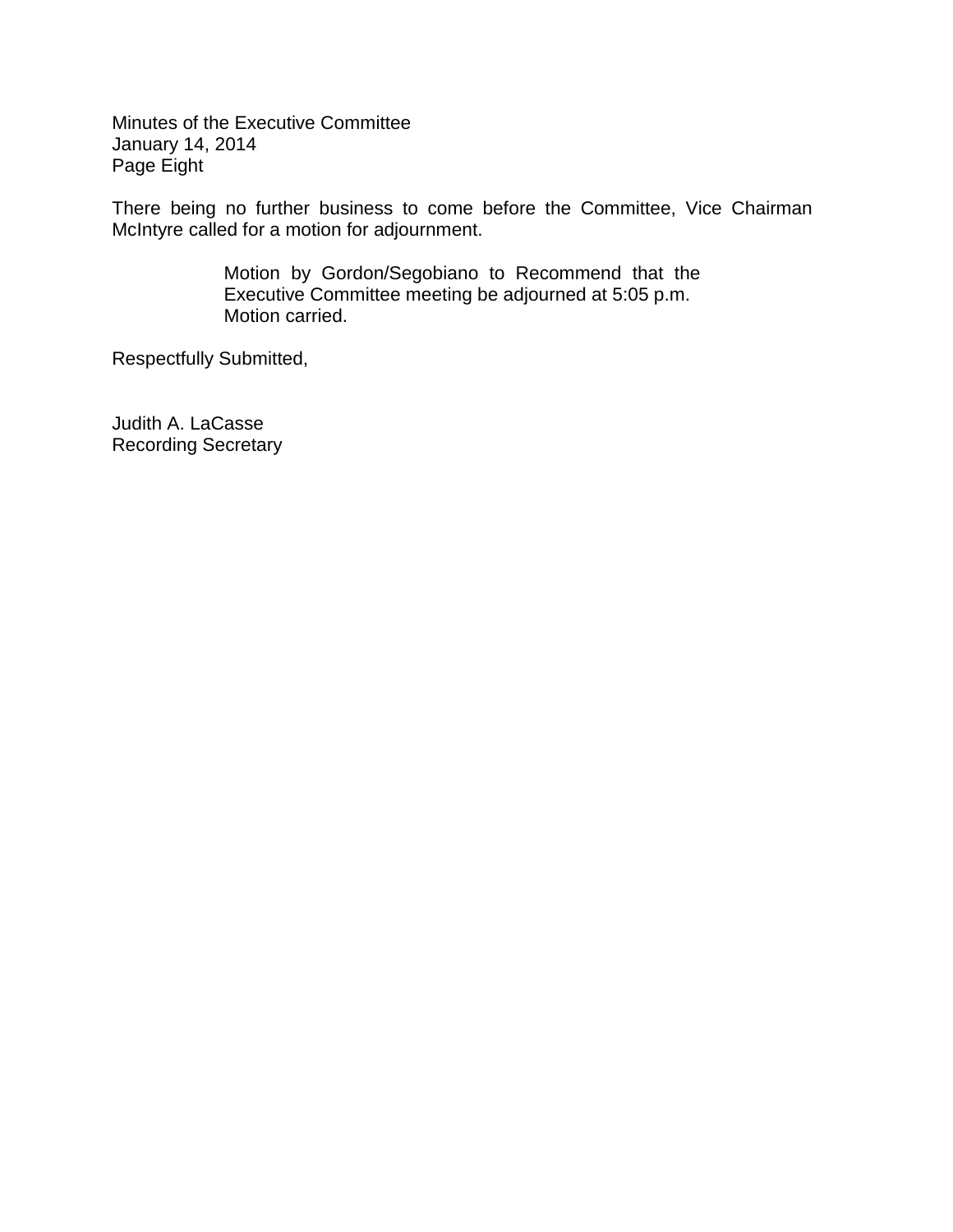There being no further business to come before the Committee, Vice Chairman McIntyre called for a motion for adjournment.

> Motion by Gordon/Segobiano to Recommend that the Executive Committee meeting be adjourned at 5:05 p.m. Motion carried.

Respectfully Submitted,

Judith A. LaCasse
Recording Secretary